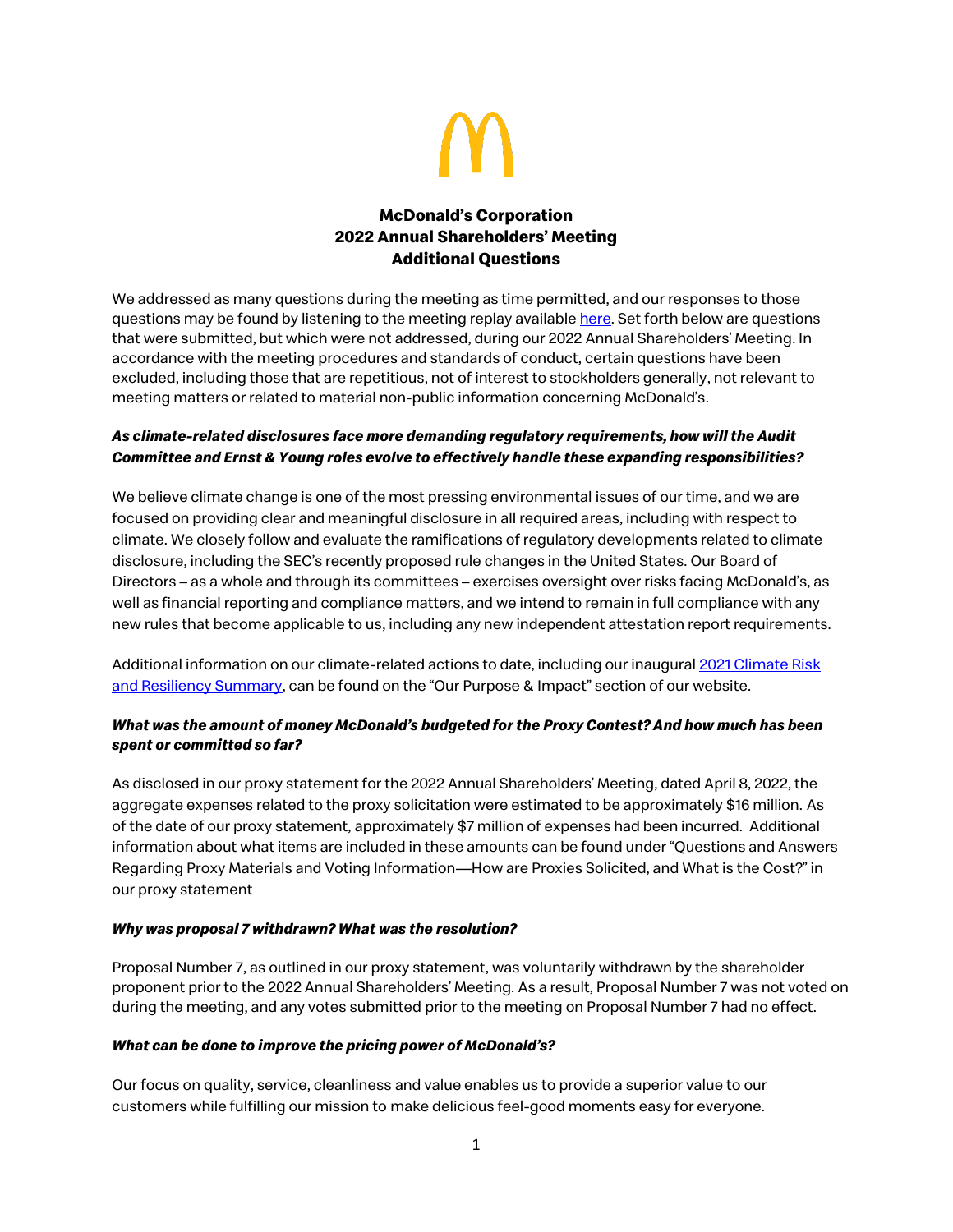# McDonald's Corporation
# 2022 Annual Shareholders' Meeting
# Additional Questions

We addressed as many questions during the meeting as time permitted, and our responses to those questions may be found by listening to the meeting replay available here. Set forth below are questions that were submitted, but which were not addressed, during our 2022 Annual Shareholders' Meeting. In accordance with the meeting procedures and standards of conduct, certain questions have been excluded, including those that are repetitious, not of interest to stockholders generally, not relevant to meeting matters or related to material non-public information concerning McDonald's.

***As climate-related disclosures face more demanding regulatory requirements, how will the Audit Committee and Ernst & Young roles evolve to effectively handle these expanding responsibilities?***

We believe climate change is one of the most pressing environmental issues of our time, and we are focused on providing clear and meaningful disclosure in all required areas, including with respect to climate. We closely follow and evaluate the ramifications of regulatory developments related to climate disclosure, including the SEC's recently proposed rule changes in the United States. Our Board of Directors – as a whole and through its committees – exercises oversight over risks facing McDonald's, as well as financial reporting and compliance matters, and we intend to remain in full compliance with any new rules that become applicable to us, including any new independent attestation report requirements.

Additional information on our climate-related actions to date, including our inaugural 2021 Climate Risk and Resiliency Summary, can be found on the "Our Purpose & Impact" section of our website.

***What was the amount of money McDonald's budgeted for the Proxy Contest? And how much has been spent or committed so far?***

As disclosed in our proxy statement for the 2022 Annual Shareholders' Meeting, dated April 8, 2022, the aggregate expenses related to the proxy solicitation were estimated to be approximately $16 million. As of the date of our proxy statement, approximately $7 million of expenses had been incurred. Additional information about what items are included in these amounts can be found under "Questions and Answers Regarding Proxy Materials and Voting Information—How are Proxies Solicited, and What is the Cost?" in our proxy statement

***Why was proposal 7 withdrawn? What was the resolution?***

Proposal Number 7, as outlined in our proxy statement, was voluntarily withdrawn by the shareholder proponent prior to the 2022 Annual Shareholders' Meeting. As a result, Proposal Number 7 was not voted on during the meeting, and any votes submitted prior to the meeting on Proposal Number 7 had no effect.

***What can be done to improve the pricing power of McDonald's?***

Our focus on quality, service, cleanliness and value enables us to provide a superior value to our customers while fulfilling our mission to make delicious feel-good moments easy for everyone.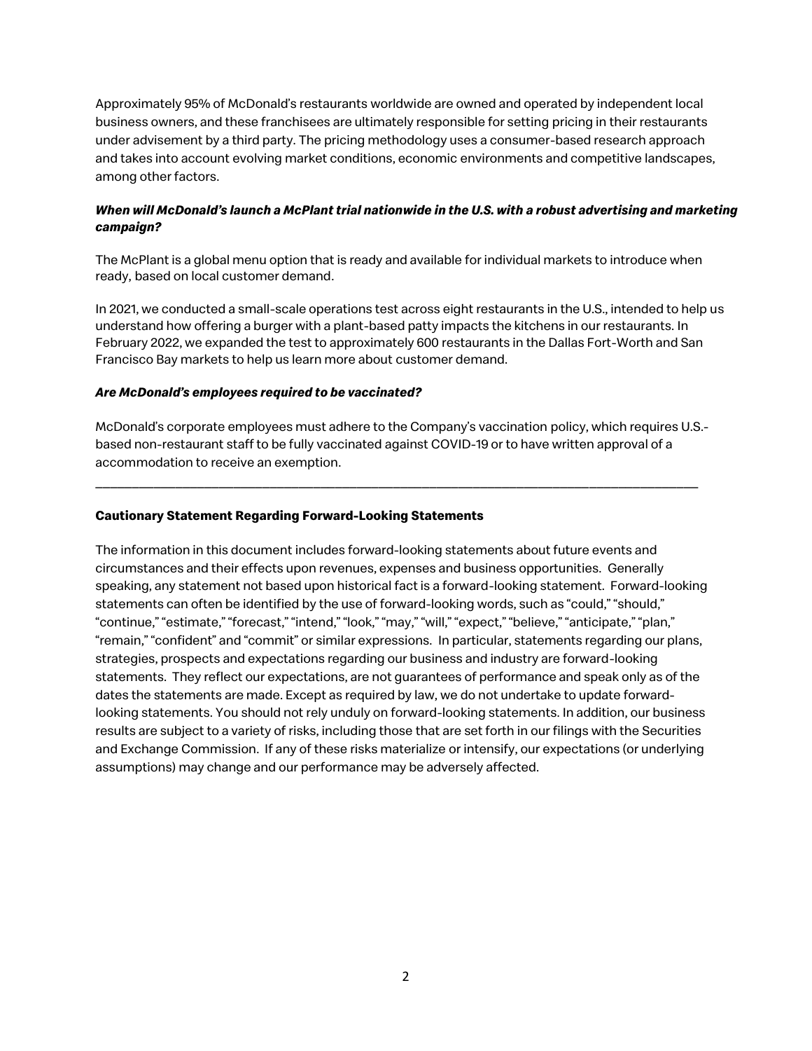Approximately 95% of McDonald's restaurants worldwide are owned and operated by independent local business owners, and these franchisees are ultimately responsible for setting pricing in their restaurants under advisement by a third party. The pricing methodology uses a consumer-based research approach and takes into account evolving market conditions, economic environments and competitive landscapes, among other factors.

***When will McDonald's launch a McPlant trial nationwide in the U.S. with a robust advertising and marketing campaign?***

The McPlant is a global menu option that is ready and available for individual markets to introduce when ready, based on local customer demand.

In 2021, we conducted a small-scale operations test across eight restaurants in the U.S., intended to help us understand how offering a burger with a plant-based patty impacts the kitchens in our restaurants. In February 2022, we expanded the test to approximately 600 restaurants in the Dallas Fort-Worth and San Francisco Bay markets to help us learn more about customer demand.

***Are McDonald's employees required to be vaccinated?***

McDonald's corporate employees must adhere to the Company's vaccination policy, which requires U.S.-based non-restaurant staff to be fully vaccinated against COVID-19 or to have written approval of a accommodation to receive an exemption.

---

**Cautionary Statement Regarding Forward-Looking Statements**

The information in this document includes forward-looking statements about future events and circumstances and their effects upon revenues, expenses and business opportunities. Generally speaking, any statement not based upon historical fact is a forward-looking statement. Forward-looking statements can often be identified by the use of forward-looking words, such as "could," "should," "continue," "estimate," "forecast," "intend," "look," "may," "will," "expect," "believe," "anticipate," "plan," "remain," "confident" and "commit" or similar expressions. In particular, statements regarding our plans, strategies, prospects and expectations regarding our business and industry are forward-looking statements. They reflect our expectations, are not guarantees of performance and speak only as of the dates the statements are made. Except as required by law, we do not undertake to update forward-looking statements. You should not rely unduly on forward-looking statements. In addition, our business results are subject to a variety of risks, including those that are set forth in our filings with the Securities and Exchange Commission. If any of these risks materialize or intensify, our expectations (or underlying assumptions) may change and our performance may be adversely affected.